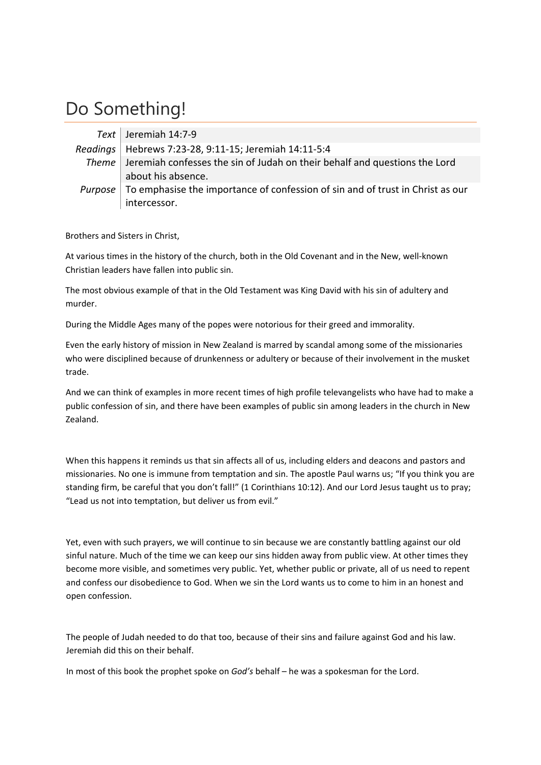# Do Something!

| | |
|---|---|
| *Text* | Jeremiah 14:7-9 |
| *Readings* | Hebrews 7:23-28, 9:11-15; Jeremiah 14:11-5:4 |
| *Theme* | Jeremiah confesses the sin of Judah on their behalf and questions the Lord about his absence. |
| *Purpose* | To emphasise the importance of confession of sin and of trust in Christ as our intercessor. |

Brothers and Sisters in Christ,

At various times in the history of the church, both in the Old Covenant and in the New, well-known Christian leaders have fallen into public sin.

The most obvious example of that in the Old Testament was King David with his sin of adultery and murder.

During the Middle Ages many of the popes were notorious for their greed and immorality.

Even the early history of mission in New Zealand is marred by scandal among some of the missionaries who were disciplined because of drunkenness or adultery or because of their involvement in the musket trade.

And we can think of examples in more recent times of high profile televangelists who have had to make a public confession of sin, and there have been examples of public sin among leaders in the church in New Zealand.

When this happens it reminds us that sin affects all of us, including elders and deacons and pastors and missionaries. No one is immune from temptation and sin. The apostle Paul warns us; "If you think you are standing firm, be careful that you don't fall!" (1 Corinthians 10:12). And our Lord Jesus taught us to pray; "Lead us not into temptation, but deliver us from evil."

Yet, even with such prayers, we will continue to sin because we are constantly battling against our old sinful nature. Much of the time we can keep our sins hidden away from public view. At other times they become more visible, and sometimes very public. Yet, whether public or private, all of us need to repent and confess our disobedience to God. When we sin the Lord wants us to come to him in an honest and open confession.

The people of Judah needed to do that too, because of their sins and failure against God and his law. Jeremiah did this on their behalf.

In most of this book the prophet spoke on *God's* behalf – he was a spokesman for the Lord.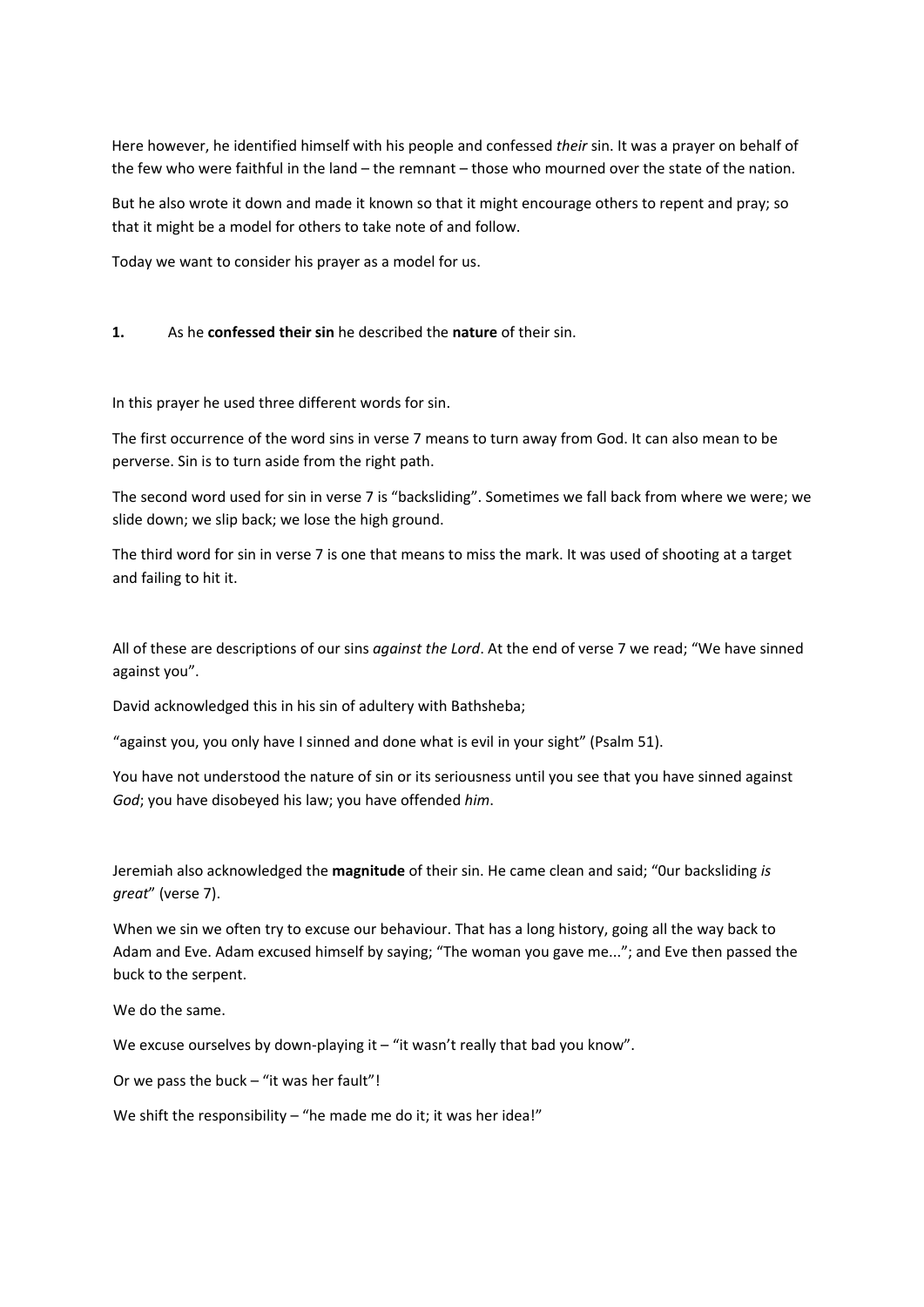Here however, he identified himself with his people and confessed *their* sin. It was a prayer on behalf of the few who were faithful in the land – the remnant – those who mourned over the state of the nation.

But he also wrote it down and made it known so that it might encourage others to repent and pray; so that it might be a model for others to take note of and follow.

Today we want to consider his prayer as a model for us.

**1.** As he **confessed their sin** he described the **nature** of their sin.

In this prayer he used three different words for sin.

The first occurrence of the word sins in verse 7 means to turn away from God. It can also mean to be perverse. Sin is to turn aside from the right path.

The second word used for sin in verse 7 is "backsliding". Sometimes we fall back from where we were; we slide down; we slip back; we lose the high ground.

The third word for sin in verse 7 is one that means to miss the mark. It was used of shooting at a target and failing to hit it.

All of these are descriptions of our sins *against the Lord*. At the end of verse 7 we read; "We have sinned against you".

David acknowledged this in his sin of adultery with Bathsheba;

"against you, you only have I sinned and done what is evil in your sight" (Psalm 51).

You have not understood the nature of sin or its seriousness until you see that you have sinned against *God*; you have disobeyed his law; you have offended *him*.

Jeremiah also acknowledged the **magnitude** of their sin. He came clean and said; "0ur backsliding *is great*" (verse 7).

When we sin we often try to excuse our behaviour. That has a long history, going all the way back to Adam and Eve. Adam excused himself by saying; "The woman you gave me..."; and Eve then passed the buck to the serpent.

We do the same.

We excuse ourselves by down-playing it – "it wasn't really that bad you know".

Or we pass the buck – "it was her fault"!

We shift the responsibility – "he made me do it; it was her idea!"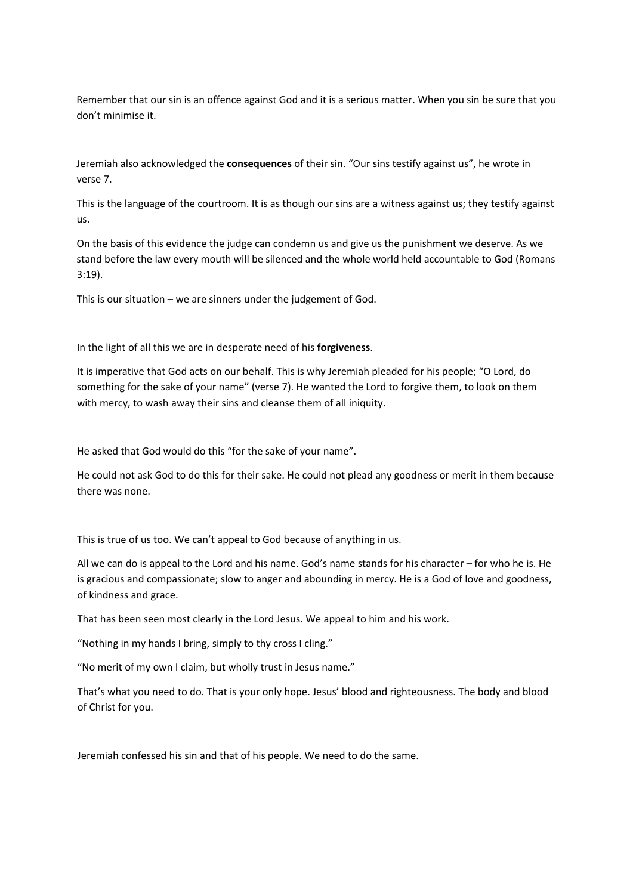Remember that our sin is an offence against God and it is a serious matter. When you sin be sure that you don't minimise it.

Jeremiah also acknowledged the **consequences** of their sin. "Our sins testify against us", he wrote in verse 7.

This is the language of the courtroom. It is as though our sins are a witness against us; they testify against us.

On the basis of this evidence the judge can condemn us and give us the punishment we deserve. As we stand before the law every mouth will be silenced and the whole world held accountable to God (Romans 3:19).

This is our situation – we are sinners under the judgement of God.

In the light of all this we are in desperate need of his **forgiveness**.

It is imperative that God acts on our behalf. This is why Jeremiah pleaded for his people; "O Lord, do something for the sake of your name" (verse 7). He wanted the Lord to forgive them, to look on them with mercy, to wash away their sins and cleanse them of all iniquity.

He asked that God would do this "for the sake of your name".

He could not ask God to do this for their sake. He could not plead any goodness or merit in them because there was none.

This is true of us too. We can't appeal to God because of anything in us.

All we can do is appeal to the Lord and his name. God's name stands for his character – for who he is. He is gracious and compassionate; slow to anger and abounding in mercy. He is a God of love and goodness, of kindness and grace.

That has been seen most clearly in the Lord Jesus. We appeal to him and his work.

"Nothing in my hands I bring, simply to thy cross I cling."

"No merit of my own I claim, but wholly trust in Jesus name."

That's what you need to do. That is your only hope. Jesus' blood and righteousness. The body and blood of Christ for you.

Jeremiah confessed his sin and that of his people. We need to do the same.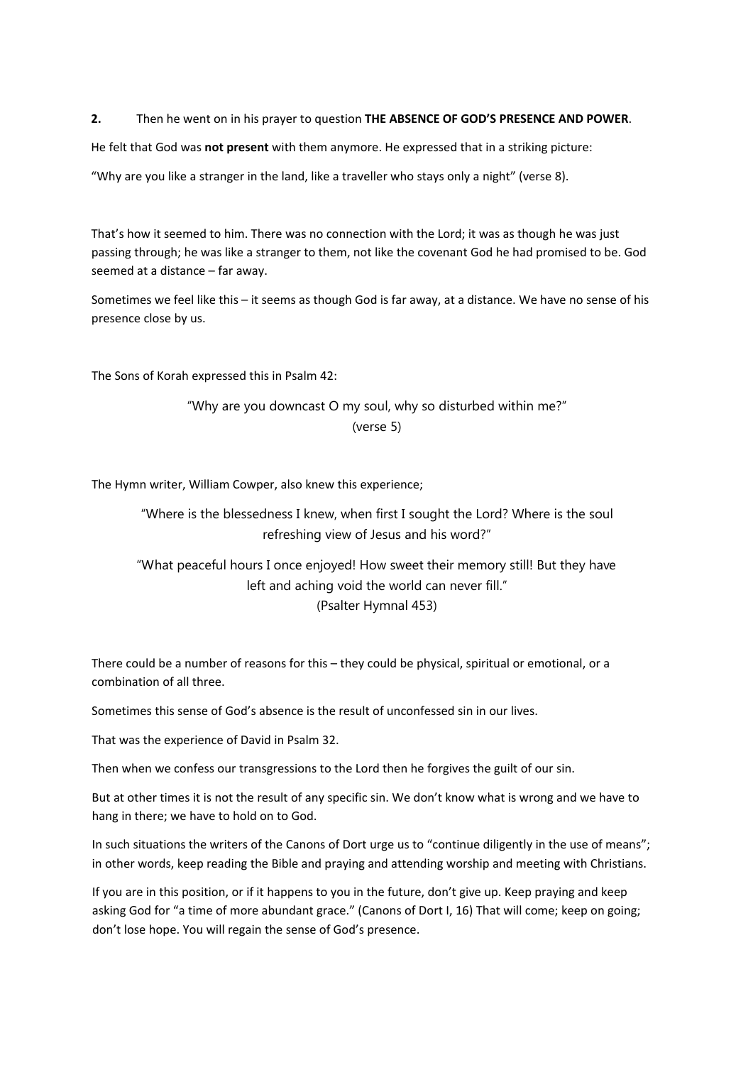**2.** Then he went on in his prayer to question **THE ABSENCE OF GOD'S PRESENCE AND POWER**.

He felt that God was **not present** with them anymore. He expressed that in a striking picture:

"Why are you like a stranger in the land, like a traveller who stays only a night" (verse 8).

That's how it seemed to him. There was no connection with the Lord; it was as though he was just passing through; he was like a stranger to them, not like the covenant God he had promised to be. God seemed at a distance – far away.

Sometimes we feel like this – it seems as though God is far away, at a distance. We have no sense of his presence close by us.

The Sons of Korah expressed this in Psalm 42:

> "Why are you downcast O my soul, why so disturbed within me?"
> (verse 5)

The Hymn writer, William Cowper, also knew this experience;

> "Where is the blessedness I knew, when first I sought the Lord? Where is the soul refreshing view of Jesus and his word?"
>
> "What peaceful hours I once enjoyed! How sweet their memory still! But they have left and aching void the world can never fill."
> (Psalter Hymnal 453)

There could be a number of reasons for this – they could be physical, spiritual or emotional, or a combination of all three.

Sometimes this sense of God's absence is the result of unconfessed sin in our lives.

That was the experience of David in Psalm 32.

Then when we confess our transgressions to the Lord then he forgives the guilt of our sin.

But at other times it is not the result of any specific sin. We don't know what is wrong and we have to hang in there; we have to hold on to God.

In such situations the writers of the Canons of Dort urge us to "continue diligently in the use of means"; in other words, keep reading the Bible and praying and attending worship and meeting with Christians.

If you are in this position, or if it happens to you in the future, don't give up. Keep praying and keep asking God for "a time of more abundant grace." (Canons of Dort I, 16) That will come; keep on going; don't lose hope. You will regain the sense of God's presence.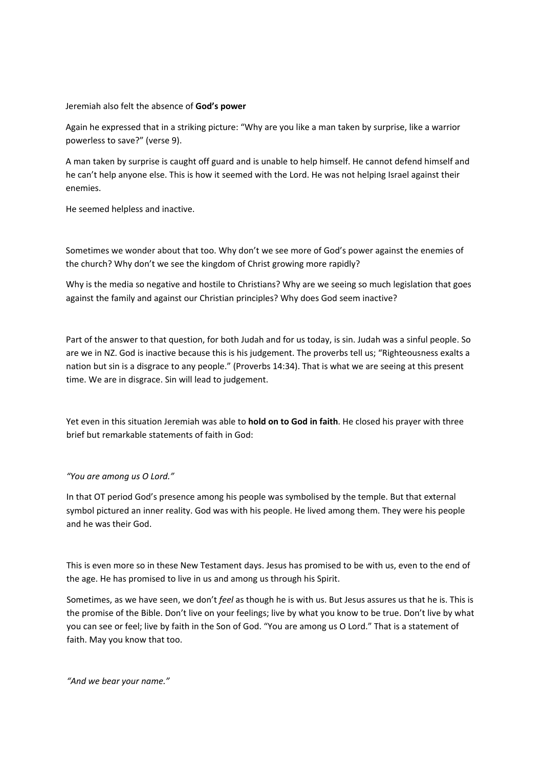Jeremiah also felt the absence of **God's power**

Again he expressed that in a striking picture: "Why are you like a man taken by surprise, like a warrior powerless to save?" (verse 9).

A man taken by surprise is caught off guard and is unable to help himself. He cannot defend himself and he can't help anyone else. This is how it seemed with the Lord. He was not helping Israel against their enemies.

He seemed helpless and inactive.

Sometimes we wonder about that too. Why don't we see more of God's power against the enemies of the church? Why don't we see the kingdom of Christ growing more rapidly?

Why is the media so negative and hostile to Christians? Why are we seeing so much legislation that goes against the family and against our Christian principles? Why does God seem inactive?

Part of the answer to that question, for both Judah and for us today, is sin. Judah was a sinful people. So are we in NZ. God is inactive because this is his judgement. The proverbs tell us; "Righteousness exalts a nation but sin is a disgrace to any people." (Proverbs 14:34). That is what we are seeing at this present time. We are in disgrace. Sin will lead to judgement.

Yet even in this situation Jeremiah was able to **hold on to God in faith**. He closed his prayer with three brief but remarkable statements of faith in God:

*"You are among us O Lord."*

In that OT period God's presence among his people was symbolised by the temple. But that external symbol pictured an inner reality. God was with his people. He lived among them. They were his people and he was their God.

This is even more so in these New Testament days. Jesus has promised to be with us, even to the end of the age. He has promised to live in us and among us through his Spirit.

Sometimes, as we have seen, we don't *feel* as though he is with us. But Jesus assures us that he is. This is the promise of the Bible. Don't live on your feelings; live by what you know to be true. Don't live by what you can see or feel; live by faith in the Son of God. "You are among us O Lord." That is a statement of faith. May you know that too.

*"And we bear your name."*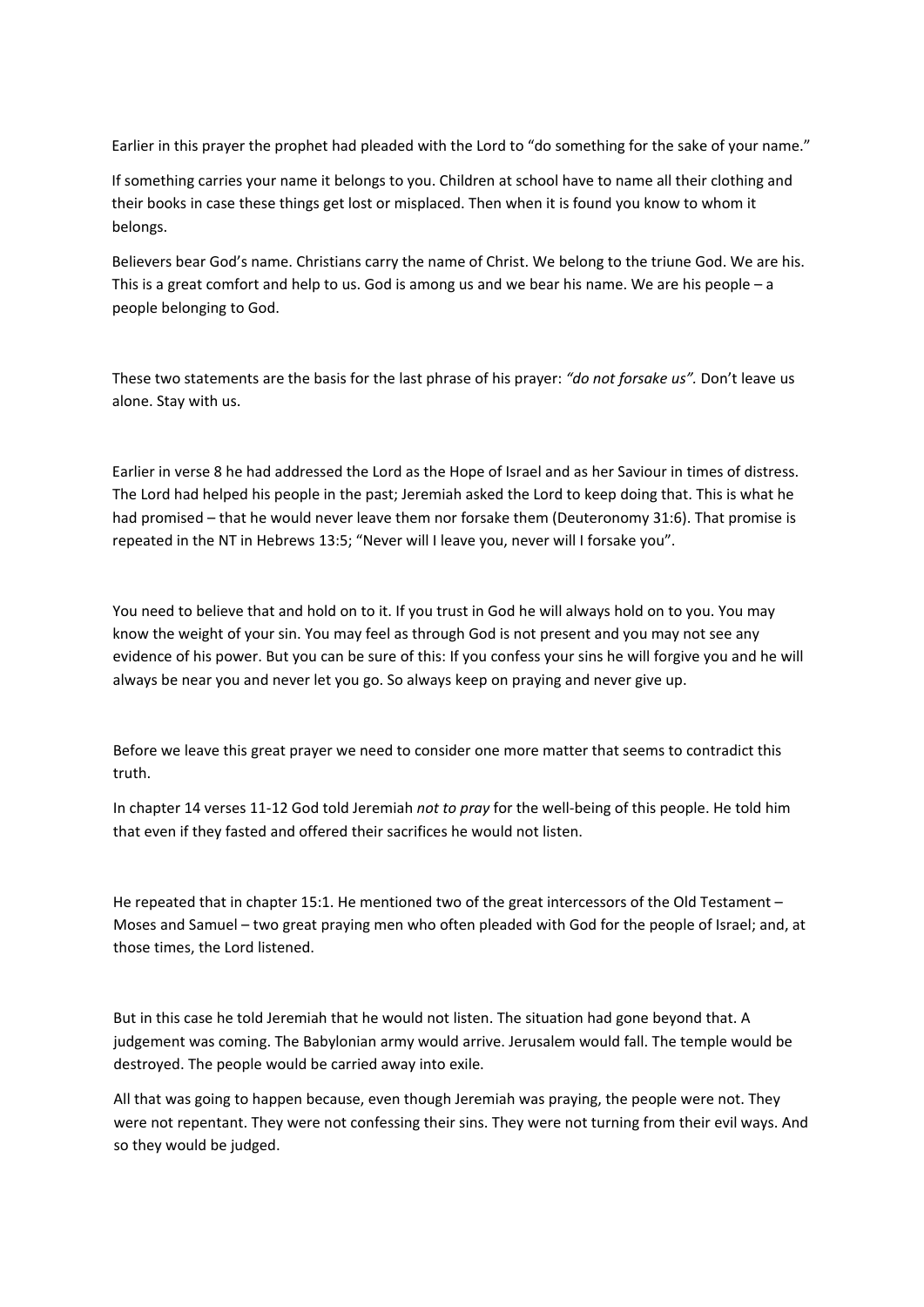Earlier in this prayer the prophet had pleaded with the Lord to "do something for the sake of your name."

If something carries your name it belongs to you. Children at school have to name all their clothing and their books in case these things get lost or misplaced. Then when it is found you know to whom it belongs.

Believers bear God's name. Christians carry the name of Christ. We belong to the triune God. We are his. This is a great comfort and help to us. God is among us and we bear his name. We are his people – a people belonging to God.

These two statements are the basis for the last phrase of his prayer: *"do not forsake us".* Don't leave us alone. Stay with us.

Earlier in verse 8 he had addressed the Lord as the Hope of Israel and as her Saviour in times of distress. The Lord had helped his people in the past; Jeremiah asked the Lord to keep doing that. This is what he had promised – that he would never leave them nor forsake them (Deuteronomy 31:6). That promise is repeated in the NT in Hebrews 13:5; "Never will I leave you, never will I forsake you".

You need to believe that and hold on to it. If you trust in God he will always hold on to you. You may know the weight of your sin. You may feel as through God is not present and you may not see any evidence of his power. But you can be sure of this: If you confess your sins he will forgive you and he will always be near you and never let you go. So always keep on praying and never give up.

Before we leave this great prayer we need to consider one more matter that seems to contradict this truth.

In chapter 14 verses 11-12 God told Jeremiah *not to pray* for the well-being of this people. He told him that even if they fasted and offered their sacrifices he would not listen.

He repeated that in chapter 15:1. He mentioned two of the great intercessors of the Old Testament – Moses and Samuel – two great praying men who often pleaded with God for the people of Israel; and, at those times, the Lord listened.

But in this case he told Jeremiah that he would not listen. The situation had gone beyond that. A judgement was coming. The Babylonian army would arrive. Jerusalem would fall. The temple would be destroyed. The people would be carried away into exile.

All that was going to happen because, even though Jeremiah was praying, the people were not. They were not repentant. They were not confessing their sins. They were not turning from their evil ways. And so they would be judged.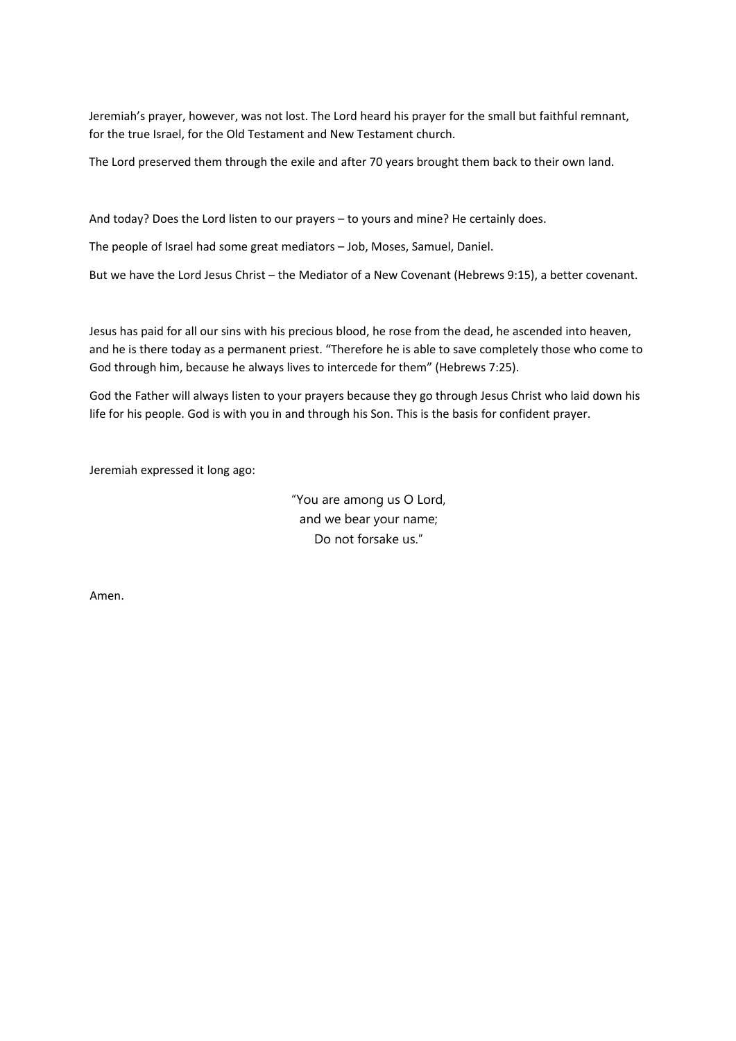Jeremiah's prayer, however, was not lost. The Lord heard his prayer for the small but faithful remnant, for the true Israel, for the Old Testament and New Testament church.

The Lord preserved them through the exile and after 70 years brought them back to their own land.

And today? Does the Lord listen to our prayers – to yours and mine? He certainly does.

The people of Israel had some great mediators – Job, Moses, Samuel, Daniel.

But we have the Lord Jesus Christ – the Mediator of a New Covenant (Hebrews 9:15), a better covenant.

Jesus has paid for all our sins with his precious blood, he rose from the dead, he ascended into heaven, and he is there today as a permanent priest. "Therefore he is able to save completely those who come to God through him, because he always lives to intercede for them" (Hebrews 7:25).

God the Father will always listen to your prayers because they go through Jesus Christ who laid down his life for his people. God is with you in and through his Son. This is the basis for confident prayer.

Jeremiah expressed it long ago:

> "You are among us O Lord,
> and we bear your name;
> Do not forsake us."

Amen.